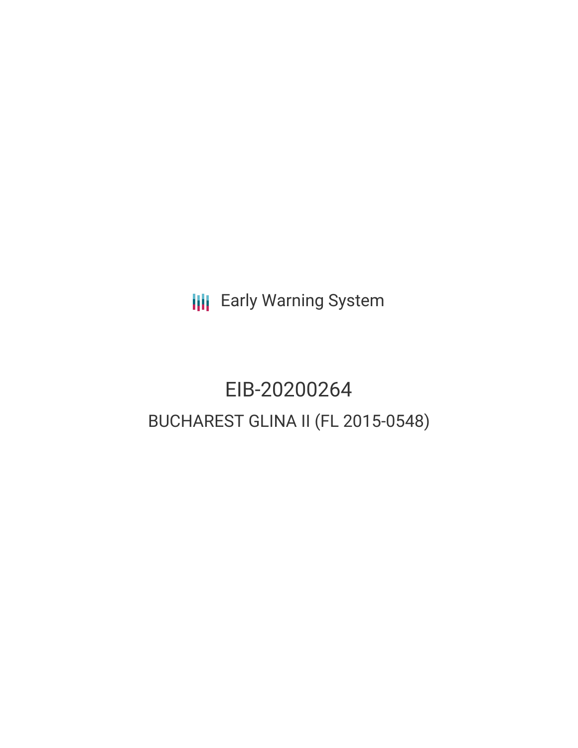Early Warning System

# EIB-20200264

## BUCHAREST GLINA II (FL 2015-0548)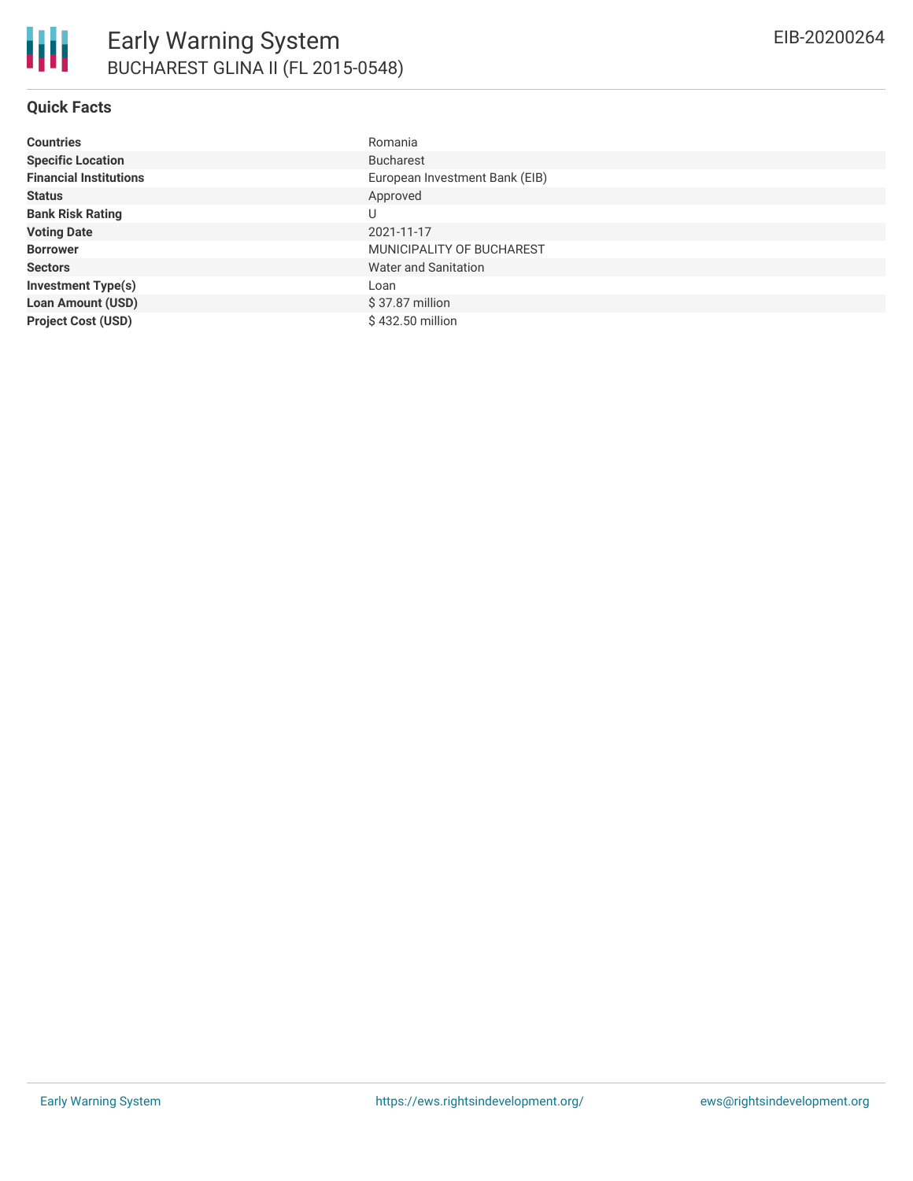# Early Warning System

## BUCHAREST GLINA II (FL 2015-0548)

EIB-20200264

### Quick Facts

| | |
|---|---|
| **Countries** | Romania |
| **Specific Location** | Bucharest |
| **Financial Institutions** | European Investment Bank (EIB) |
| **Status** | Approved |
| **Bank Risk Rating** | U |
| **Voting Date** | 2021-11-17 |
| **Borrower** | MUNICIPALITY OF BUCHAREST |
| **Sectors** | Water and Sanitation |
| **Investment Type(s)** | Loan |
| **Loan Amount (USD)** | $ 37.87 million |
| **Project Cost (USD)** | $ 432.50 million |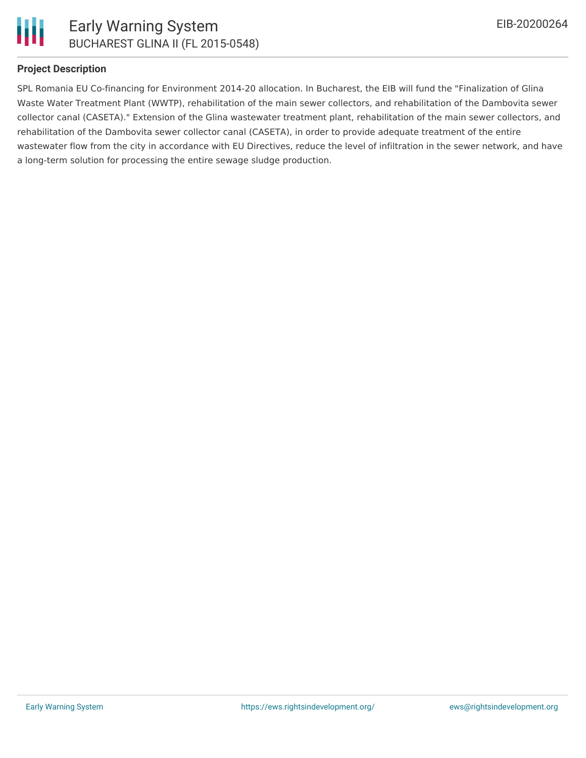## Project Description

SPL Romania EU Co-financing for Environment 2014-20 allocation. In Bucharest, the EIB will fund the "Finalization of Glina Waste Water Treatment Plant (WWTP), rehabilitation of the main sewer collectors, and rehabilitation of the Dambovita sewer collector canal (CASETA)." Extension of the Glina wastewater treatment plant, rehabilitation of the main sewer collectors, and rehabilitation of the Dambovita sewer collector canal (CASETA), in order to provide adequate treatment of the entire wastewater flow from the city in accordance with EU Directives, reduce the level of infiltration in the sewer network, and have a long-term solution for processing the entire sewage sludge production.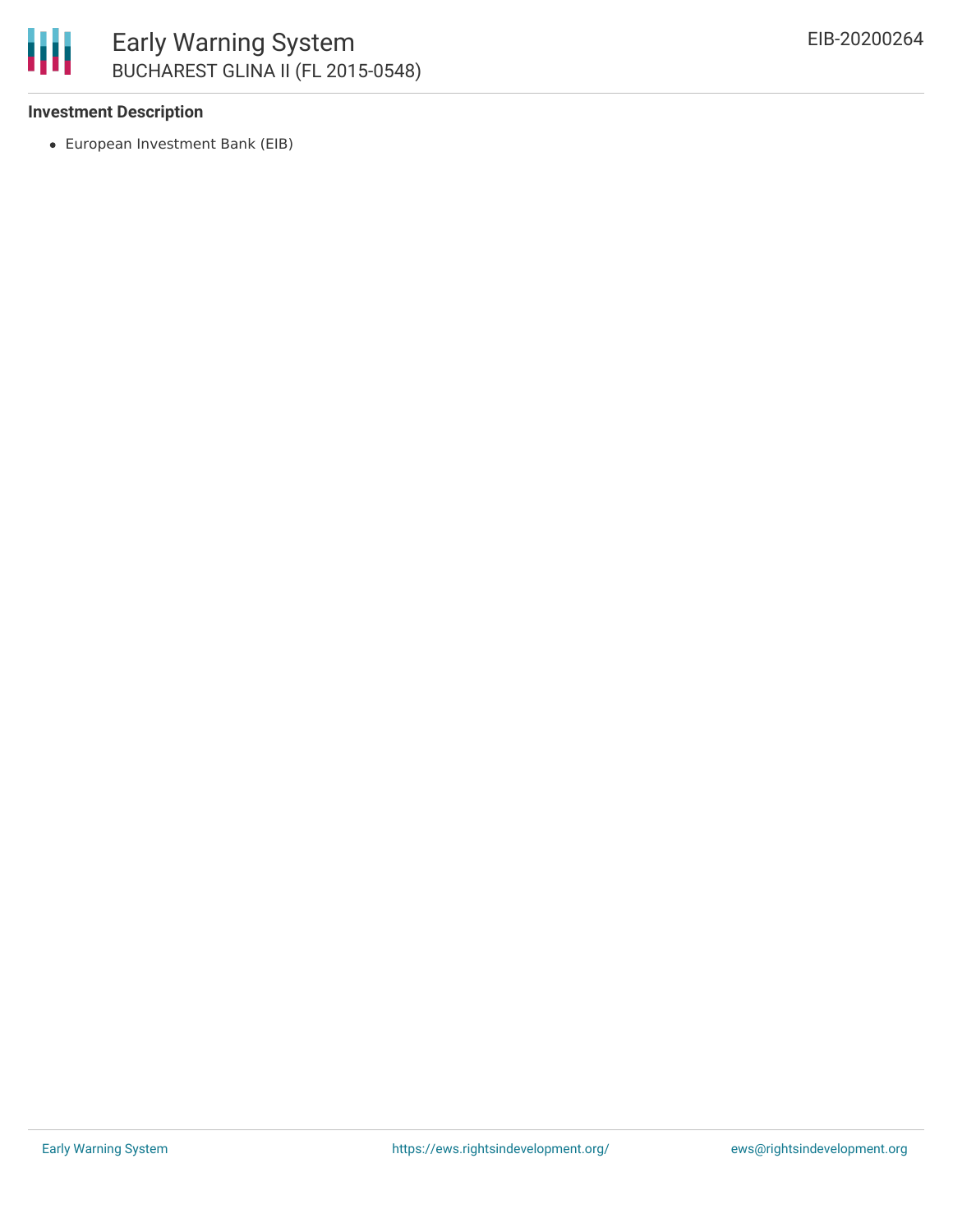### Investment Description

- European Investment Bank (EIB)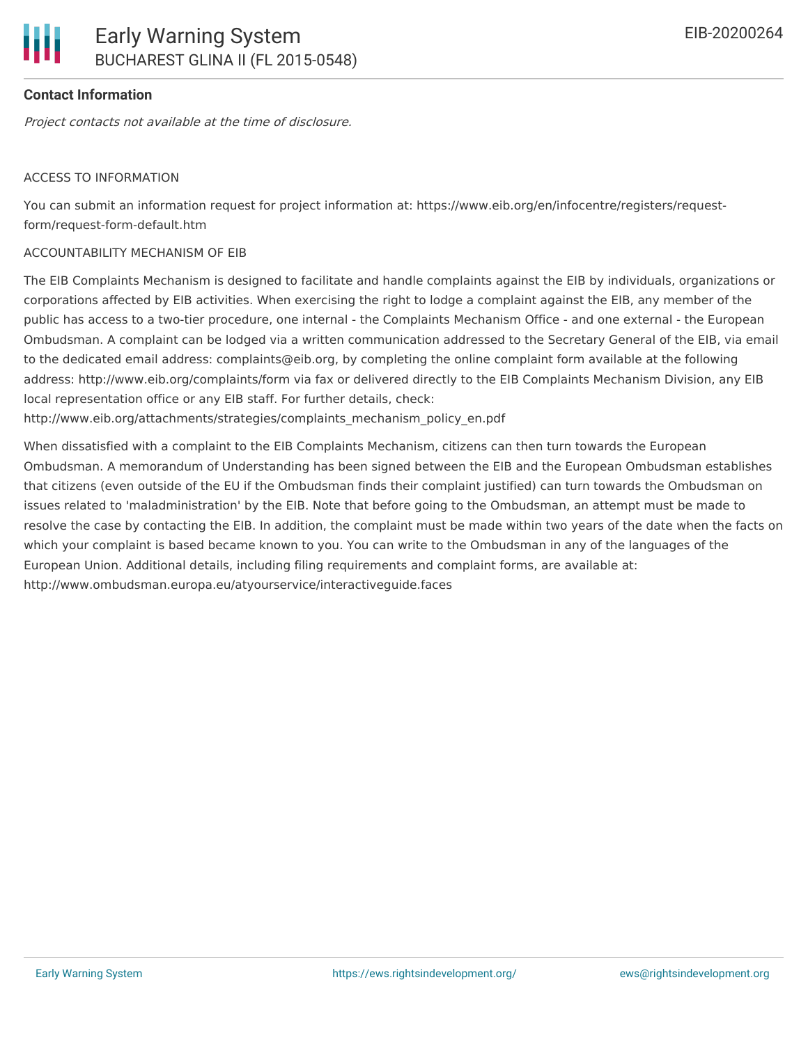### Contact Information

*Project contacts not available at the time of disclosure.*

ACCESS TO INFORMATION

You can submit an information request for project information at: https://www.eib.org/en/infocentre/registers/request-form/request-form-default.htm

ACCOUNTABILITY MECHANISM OF EIB

The EIB Complaints Mechanism is designed to facilitate and handle complaints against the EIB by individuals, organizations or corporations affected by EIB activities. When exercising the right to lodge a complaint against the EIB, any member of the public has access to a two-tier procedure, one internal - the Complaints Mechanism Office - and one external - the European Ombudsman. A complaint can be lodged via a written communication addressed to the Secretary General of the EIB, via email to the dedicated email address: complaints@eib.org, by completing the online complaint form available at the following address: http://www.eib.org/complaints/form via fax or delivered directly to the EIB Complaints Mechanism Division, any EIB local representation office or any EIB staff. For further details, check: http://www.eib.org/attachments/strategies/complaints_mechanism_policy_en.pdf

When dissatisfied with a complaint to the EIB Complaints Mechanism, citizens can then turn towards the European Ombudsman. A memorandum of Understanding has been signed between the EIB and the European Ombudsman establishes that citizens (even outside of the EU if the Ombudsman finds their complaint justified) can turn towards the Ombudsman on issues related to 'maladministration' by the EIB. Note that before going to the Ombudsman, an attempt must be made to resolve the case by contacting the EIB. In addition, the complaint must be made within two years of the date when the facts on which your complaint is based became known to you. You can write to the Ombudsman in any of the languages of the European Union. Additional details, including filing requirements and complaint forms, are available at: http://www.ombudsman.europa.eu/atyourservice/interactiveguide.faces